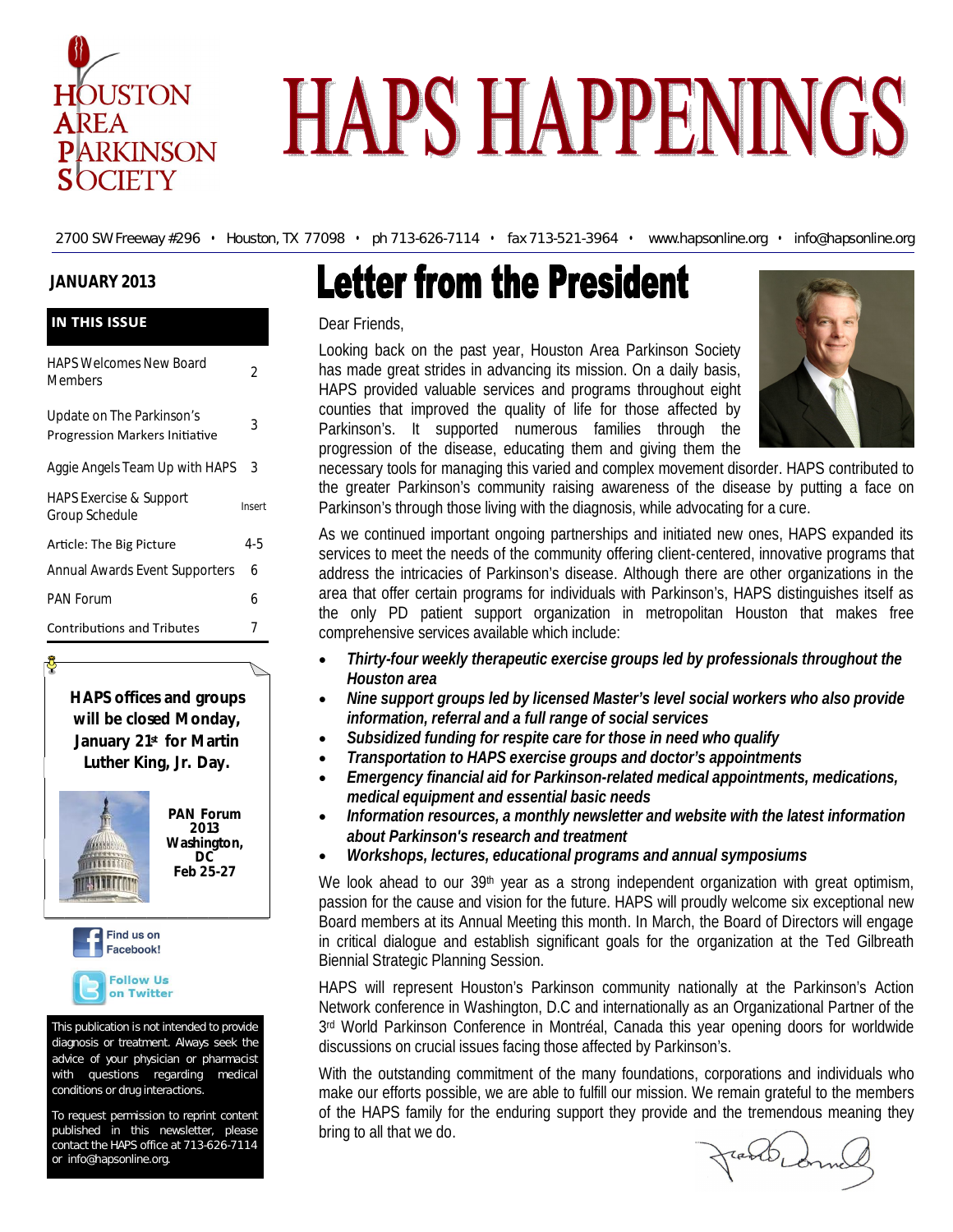# HAPS HAPPENINGS

HOUSTON AREA PARKINSON SOCIETY

2700 SW Freeway #296 • Houston, TX 77098 • ph 713-626-7114 • fax 713-521-3964 • www.hapsonline.org • info@hapsonline.org

**JANUARY 2013**

**IN THIS ISSUE**

| | |
|---|---|
| HAPS Welcomes New Board Members | 2 |
| Update on The Parkinson's Progression Markers Initiative | 3 |
| Aggie Angels Team Up with HAPS | 3 |
| HAPS Exercise & Support Group Schedule | Insert |
| Article: The Big Picture | 4-5 |
| Annual Awards Event Supporters | 6 |
| PAN Forum | 6 |
| Contributions and Tributes | 7 |

**HAPS offices and groups will be closed Monday, January 21st for Martin Luther King, Jr. Day.**

**PAN Forum 2013 Washington, DC Feb 25-27**

Find us on Facebook!

Follow Us on Twitter

This publication is not intended to provide diagnosis or treatment. Always seek the advice of your physician or pharmacist with questions regarding medical conditions or drug interactions.

To request permission to reprint content published in this newsletter, please contact the HAPS office at 713-626-7114 or info@hapsonline.org.

# Letter from the President

Dear Friends,

Looking back on the past year, Houston Area Parkinson Society has made great strides in advancing its mission. On a daily basis, HAPS provided valuable services and programs throughout eight counties that improved the quality of life for those affected by Parkinson's. It supported numerous families through the progression of the disease, educating them and giving them the necessary tools for managing this varied and complex movement disorder. HAPS contributed to the greater Parkinson's community raising awareness of the disease by putting a face on Parkinson's through those living with the diagnosis, while advocating for a cure.

As we continued important ongoing partnerships and initiated new ones, HAPS expanded its services to meet the needs of the community offering client-centered, innovative programs that address the intricacies of Parkinson's disease. Although there are other organizations in the area that offer certain programs for individuals with Parkinson's, HAPS distinguishes itself as the only PD patient support organization in metropolitan Houston that makes free comprehensive services available which include:

- ***Thirty-four weekly therapeutic exercise groups led by professionals throughout the Houston area***
- ***Nine support groups led by licensed Master's level social workers who also provide information, referral and a full range of social services***
- ***Subsidized funding for respite care for those in need who qualify***
- ***Transportation to HAPS exercise groups and doctor's appointments***
- ***Emergency financial aid for Parkinson-related medical appointments, medications, medical equipment and essential basic needs***
- ***Information resources, a monthly newsletter and website with the latest information about Parkinson's research and treatment***
- ***Workshops, lectures, educational programs and annual symposiums***

We look ahead to our 39th year as a strong independent organization with great optimism, passion for the cause and vision for the future. HAPS will proudly welcome six exceptional new Board members at its Annual Meeting this month. In March, the Board of Directors will engage in critical dialogue and establish significant goals for the organization at the Ted Gilbreath Biennial Strategic Planning Session.

HAPS will represent Houston's Parkinson community nationally at the Parkinson's Action Network conference in Washington, D.C and internationally as an Organizational Partner of the 3rd World Parkinson Conference in Montréal, Canada this year opening doors for worldwide discussions on crucial issues facing those affected by Parkinson's.

With the outstanding commitment of the many foundations, corporations and individuals who make our efforts possible, we are able to fulfill our mission. We remain grateful to the members of the HAPS family for the enduring support they provide and the tremendous meaning they bring to all that we do.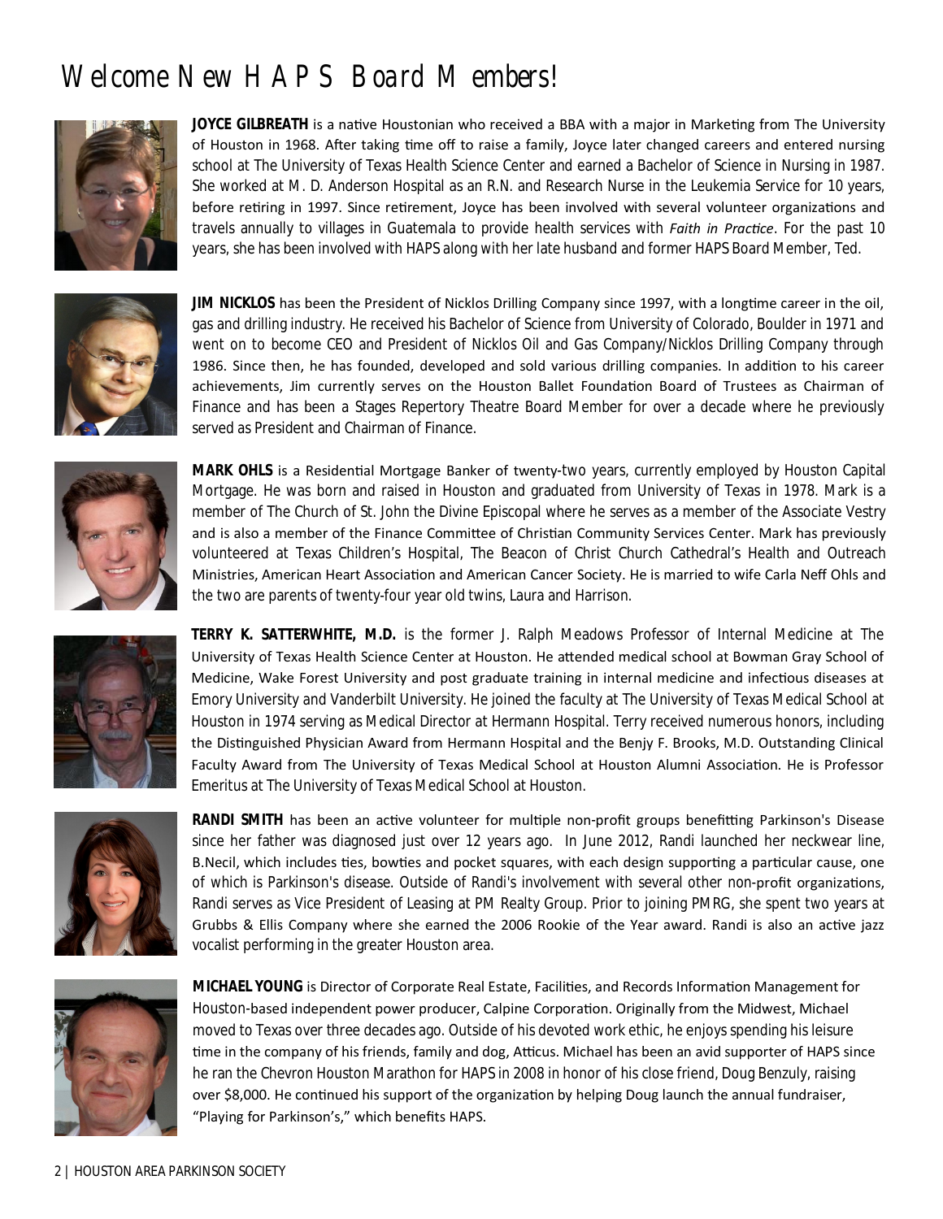# Welcome New HAPS Board Members!

**JOYCE GILBREATH** is a native Houstonian who received a BBA with a major in Marketing from The University of Houston in 1968. After taking time off to raise a family, Joyce later changed careers and entered nursing school at The University of Texas Health Science Center and earned a Bachelor of Science in Nursing in 1987. She worked at M. D. Anderson Hospital as an R.N. and Research Nurse in the Leukemia Service for 10 years, before retiring in 1997. Since retirement, Joyce has been involved with several volunteer organizations and travels annually to villages in Guatemala to provide health services with *Faith in Practice*. For the past 10 years, she has been involved with HAPS along with her late husband and former HAPS Board Member, Ted.

**JIM NICKLOS** has been the President of Nicklos Drilling Company since 1997, with a longtime career in the oil, gas and drilling industry. He received his Bachelor of Science from University of Colorado, Boulder in 1971 and went on to become CEO and President of Nicklos Oil and Gas Company/Nicklos Drilling Company through 1986. Since then, he has founded, developed and sold various drilling companies. In addition to his career achievements, Jim currently serves on the Houston Ballet Foundation Board of Trustees as Chairman of Finance and has been a Stages Repertory Theatre Board Member for over a decade where he previously served as President and Chairman of Finance.

**MARK OHLS** is a Residential Mortgage Banker of twenty-two years, currently employed by Houston Capital Mortgage. He was born and raised in Houston and graduated from University of Texas in 1978. Mark is a member of The Church of St. John the Divine Episcopal where he serves as a member of the Associate Vestry and is also a member of the Finance Committee of Christian Community Services Center. Mark has previously volunteered at Texas Children's Hospital, The Beacon of Christ Church Cathedral's Health and Outreach Ministries, American Heart Association and American Cancer Society. He is married to wife Carla Neff Ohls and the two are parents of twenty-four year old twins, Laura and Harrison.

**TERRY K. SATTERWHITE, M.D.** is the former J. Ralph Meadows Professor of Internal Medicine at The University of Texas Health Science Center at Houston. He attended medical school at Bowman Gray School of Medicine, Wake Forest University and post graduate training in internal medicine and infectious diseases at Emory University and Vanderbilt University. He joined the faculty at The University of Texas Medical School at Houston in 1974 serving as Medical Director at Hermann Hospital. Terry received numerous honors, including the Distinguished Physician Award from Hermann Hospital and the Benjy F. Brooks, M.D. Outstanding Clinical Faculty Award from The University of Texas Medical School at Houston Alumni Association. He is Professor Emeritus at The University of Texas Medical School at Houston.

**RANDI SMITH** has been an active volunteer for multiple non-profit groups benefitting Parkinson's Disease since her father was diagnosed just over 12 years ago. In June 2012, Randi launched her neckwear line, B.Necil, which includes ties, bowties and pocket squares, with each design supporting a particular cause, one of which is Parkinson's disease. Outside of Randi's involvement with several other non-profit organizations, Randi serves as Vice President of Leasing at PM Realty Group. Prior to joining PMRG, she spent two years at Grubbs & Ellis Company where she earned the 2006 Rookie of the Year award. Randi is also an active jazz vocalist performing in the greater Houston area.

**MICHAEL YOUNG** is Director of Corporate Real Estate, Facilities, and Records Information Management for Houston-based independent power producer, Calpine Corporation. Originally from the Midwest, Michael moved to Texas over three decades ago. Outside of his devoted work ethic, he enjoys spending his leisure time in the company of his friends, family and dog, Atticus. Michael has been an avid supporter of HAPS since he ran the Chevron Houston Marathon for HAPS in 2008 in honor of his close friend, Doug Benzuly, raising over $8,000. He continued his support of the organization by helping Doug launch the annual fundraiser, "Playing for Parkinson's," which benefits HAPS.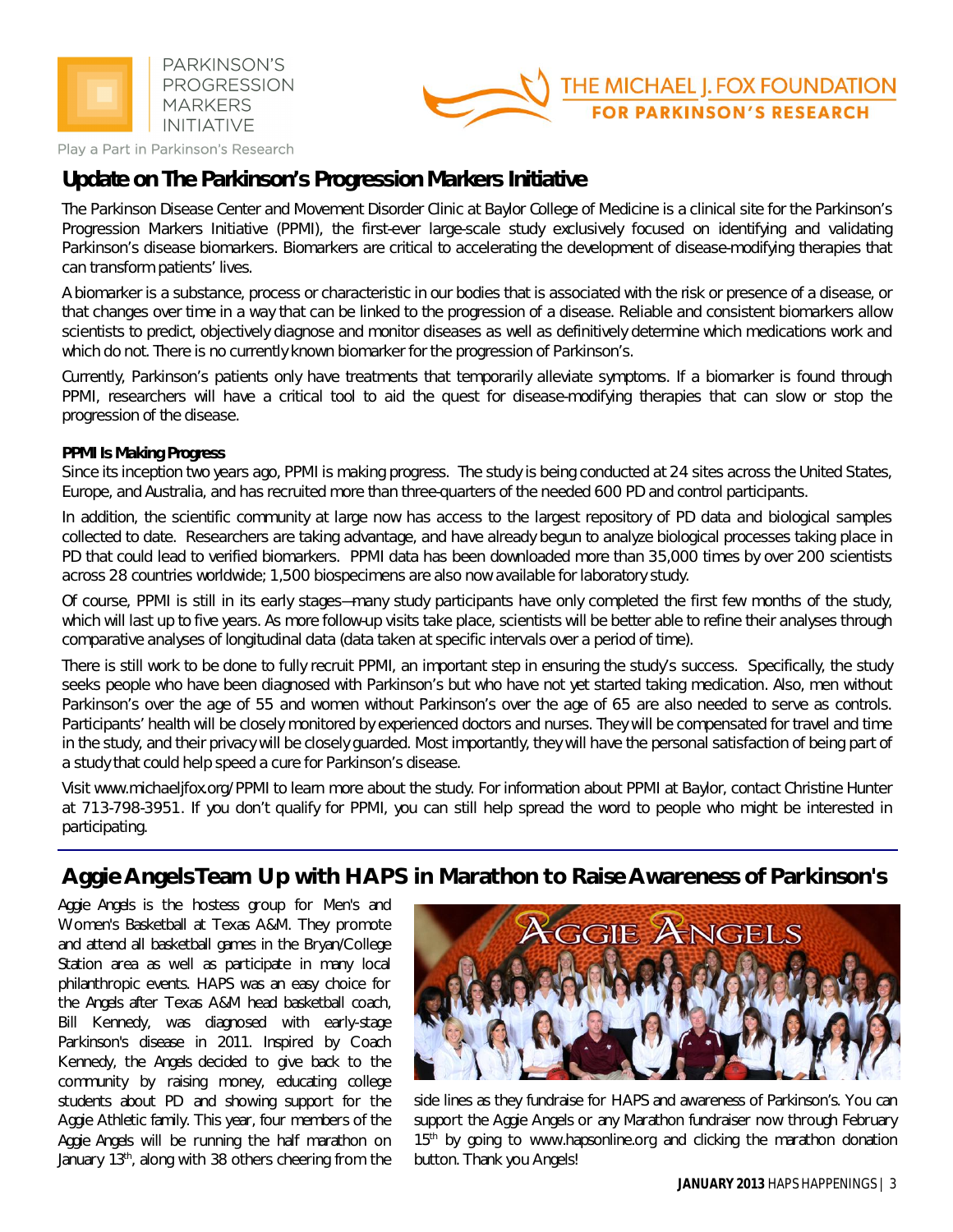# Update on The Parkinson's Progression Markers Initiative

The Parkinson Disease Center and Movement Disorder Clinic at Baylor College of Medicine is a clinical site for the Parkinson's Progression Markers Initiative (PPMI), the first-ever large-scale study exclusively focused on identifying and validating Parkinson's disease biomarkers. Biomarkers are critical to accelerating the development of disease-modifying therapies that can transform patients' lives.

A biomarker is a substance, process or characteristic in our bodies that is associated with the risk or presence of a disease, or that changes over time in a way that can be linked to the progression of a disease. Reliable and consistent biomarkers allow scientists to predict, objectively diagnose and monitor diseases as well as definitively determine which medications work and which do not. There is no currently known biomarker for the progression of Parkinson's.

Currently, Parkinson's patients only have treatments that temporarily alleviate symptoms. If a biomarker is found through PPMI, researchers will have a critical tool to aid the quest for disease-modifying therapies that can slow or stop the progression of the disease.

**PPMI Is Making Progress**

Since its inception two years ago, PPMI is making progress. The study is being conducted at 24 sites across the United States, Europe, and Australia, and has recruited more than three-quarters of the needed 600 PD and control participants.

In addition, the scientific community at large now has access to the largest repository of PD data and biological samples collected to date. Researchers are taking advantage, and have already begun to analyze biological processes taking place in PD that could lead to verified biomarkers. PPMI data has been downloaded more than 35,000 times by over 200 scientists across 28 countries worldwide; 1,500 biospecimens are also now available for laboratory study.

Of course, PPMI is still in its early stages—many study participants have only completed the first few months of the study, which will last up to five years. As more follow-up visits take place, scientists will be better able to refine their analyses through comparative analyses of longitudinal data (data taken at specific intervals over a period of time).

There is still work to be done to fully recruit PPMI, an important step in ensuring the study's success. Specifically, the study seeks people who have been diagnosed with Parkinson's but who have not yet started taking medication. Also, men without Parkinson's over the age of 55 and women without Parkinson's over the age of 65 are also needed to serve as controls. Participants' health will be closely monitored by experienced doctors and nurses. They will be compensated for travel and time in the study, and their privacy will be closely guarded. Most importantly, they will have the personal satisfaction of being part of a study that could help speed a cure for Parkinson's disease.

Visit www.michaeljfox.org/PPMI to learn more about the study. For information about PPMI at Baylor, contact Christine Hunter at 713-798-3951. If you don't qualify for PPMI, you can still help spread the word to people who might be interested in participating.

# Aggie Angels Team Up with HAPS in Marathon to Raise Awareness of Parkinson's

Aggie Angels is the hostess group for Men's and Women's Basketball at Texas A&M. They promote and attend all basketball games in the Bryan/College Station area as well as participate in many local philanthropic events. HAPS was an easy choice for the Angels after Texas A&M head basketball coach, Bill Kennedy, was diagnosed with early-stage Parkinson's disease in 2011. Inspired by Coach Kennedy, the Angels decided to give back to the community by raising money, educating college students about PD and showing support for the Aggie Athletic family. This year, four members of the Aggie Angels will be running the half marathon on January 13th, along with 38 others cheering from the side lines as they fundraise for HAPS and awareness of Parkinson's. You can support the Aggie Angels or any Marathon fundraiser now through February 15th by going to www.hapsonline.org and clicking the marathon donation button. Thank you Angels!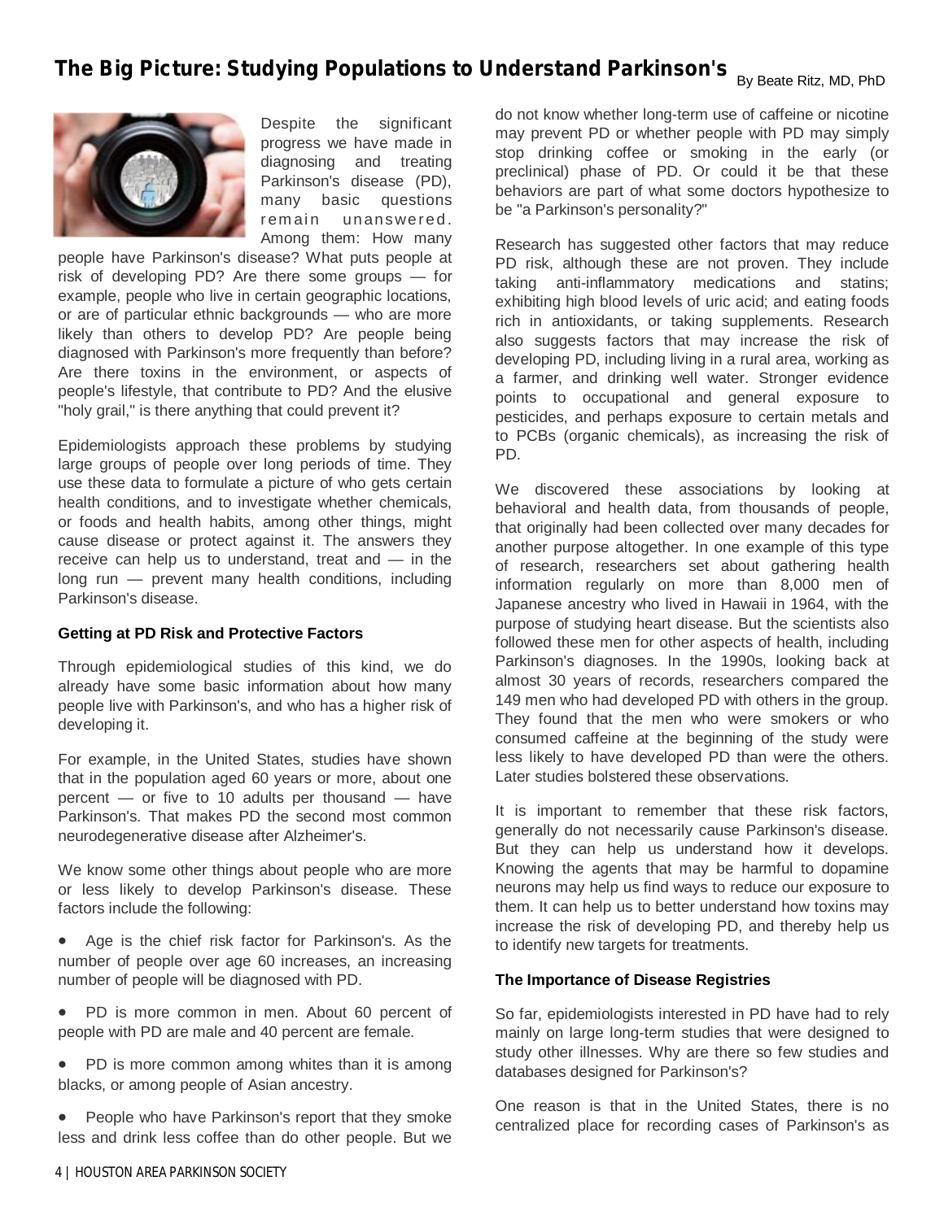# The Big Picture: Studying Populations to Understand Parkinson's

By Beate Ritz, MD, PhD

Despite the significant progress we have made in diagnosing and treating Parkinson's disease (PD), many basic questions remain unanswered. Among them: How many people have Parkinson's disease? What puts people at risk of developing PD? Are there some groups — for example, people who live in certain geographic locations, or are of particular ethnic backgrounds — who are more likely than others to develop PD? Are people being diagnosed with Parkinson's more frequently than before? Are there toxins in the environment, or aspects of people's lifestyle, that contribute to PD? And the elusive "holy grail," is there anything that could prevent it?

Epidemiologists approach these problems by studying large groups of people over long periods of time. They use these data to formulate a picture of who gets certain health conditions, and to investigate whether chemicals, or foods and health habits, among other things, might cause disease or protect against it. The answers they receive can help us to understand, treat and — in the long run — prevent many health conditions, including Parkinson's disease.

### Getting at PD Risk and Protective Factors

Through epidemiological studies of this kind, we do already have some basic information about how many people live with Parkinson's, and who has a higher risk of developing it.

For example, in the United States, studies have shown that in the population aged 60 years or more, about one percent — or five to 10 adults per thousand — have Parkinson's. That makes PD the second most common neurodegenerative disease after Alzheimer's.

We know some other things about people who are more or less likely to develop Parkinson's disease. These factors include the following:

- Age is the chief risk factor for Parkinson's. As the number of people over age 60 increases, an increasing number of people will be diagnosed with PD.
- PD is more common in men. About 60 percent of people with PD are male and 40 percent are female.
- PD is more common among whites than it is among blacks, or among people of Asian ancestry.
- People who have Parkinson's report that they smoke less and drink less coffee than do other people. But we do not know whether long-term use of caffeine or nicotine may prevent PD or whether people with PD may simply stop drinking coffee or smoking in the early (or preclinical) phase of PD. Or could it be that these behaviors are part of what some doctors hypothesize to be "a Parkinson's personality?"

Research has suggested other factors that may reduce PD risk, although these are not proven. They include taking anti-inflammatory medications and statins; exhibiting high blood levels of uric acid; and eating foods rich in antioxidants, or taking supplements. Research also suggests factors that may increase the risk of developing PD, including living in a rural area, working as a farmer, and drinking well water. Stronger evidence points to occupational and general exposure to pesticides, and perhaps exposure to certain metals and to PCBs (organic chemicals), as increasing the risk of PD.

We discovered these associations by looking at behavioral and health data, from thousands of people, that originally had been collected over many decades for another purpose altogether. In one example of this type of research, researchers set about gathering health information regularly on more than 8,000 men of Japanese ancestry who lived in Hawaii in 1964, with the purpose of studying heart disease. But the scientists also followed these men for other aspects of health, including Parkinson's diagnoses. In the 1990s, looking back at almost 30 years of records, researchers compared the 149 men who had developed PD with others in the group. They found that the men who were smokers or who consumed caffeine at the beginning of the study were less likely to have developed PD than were the others. Later studies bolstered these observations.

It is important to remember that these risk factors, generally do not necessarily cause Parkinson's disease. But they can help us understand how it develops. Knowing the agents that may be harmful to dopamine neurons may help us find ways to reduce our exposure to them. It can help us to better understand how toxins may increase the risk of developing PD, and thereby help us to identify new targets for treatments.

### The Importance of Disease Registries

So far, epidemiologists interested in PD have had to rely mainly on large long-term studies that were designed to study other illnesses. Why are there so few studies and databases designed for Parkinson's?

One reason is that in the United States, there is no centralized place for recording cases of Parkinson's as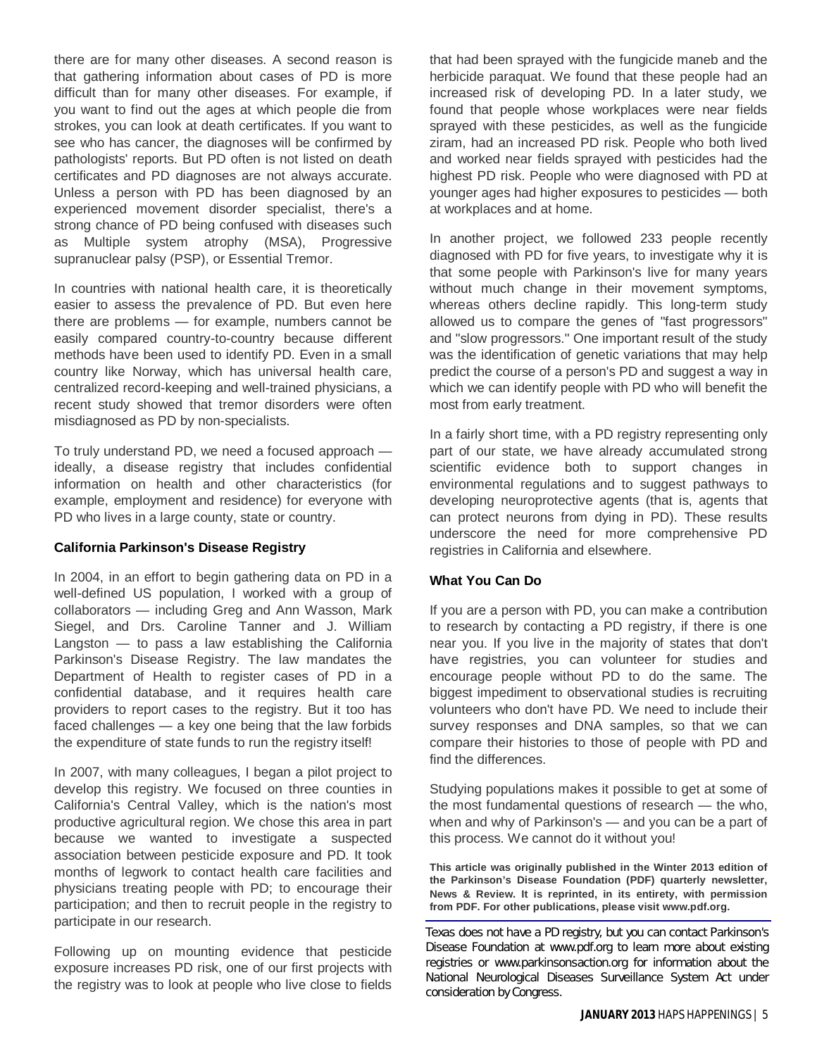there are for many other diseases. A second reason is that gathering information about cases of PD is more difficult than for many other diseases. For example, if you want to find out the ages at which people die from strokes, you can look at death certificates. If you want to see who has cancer, the diagnoses will be confirmed by pathologists' reports. But PD often is not listed on death certificates and PD diagnoses are not always accurate. Unless a person with PD has been diagnosed by an experienced movement disorder specialist, there's a strong chance of PD being confused with diseases such as Multiple system atrophy (MSA), Progressive supranuclear palsy (PSP), or Essential Tremor.

In countries with national health care, it is theoretically easier to assess the prevalence of PD. But even here there are problems — for example, numbers cannot be easily compared country-to-country because different methods have been used to identify PD. Even in a small country like Norway, which has universal health care, centralized record-keeping and well-trained physicians, a recent study showed that tremor disorders were often misdiagnosed as PD by non-specialists.

To truly understand PD, we need a focused approach — ideally, a disease registry that includes confidential information on health and other characteristics (for example, employment and residence) for everyone with PD who lives in a large county, state or country.

**California Parkinson's Disease Registry**

In 2004, in an effort to begin gathering data on PD in a well-defined US population, I worked with a group of collaborators — including Greg and Ann Wasson, Mark Siegel, and Drs. Caroline Tanner and J. William Langston — to pass a law establishing the California Parkinson's Disease Registry. The law mandates the Department of Health to register cases of PD in a confidential database, and it requires health care providers to report cases to the registry. But it too has faced challenges — a key one being that the law forbids the expenditure of state funds to run the registry itself!

In 2007, with many colleagues, I began a pilot project to develop this registry. We focused on three counties in California's Central Valley, which is the nation's most productive agricultural region. We chose this area in part because we wanted to investigate a suspected association between pesticide exposure and PD. It took months of legwork to contact health care facilities and physicians treating people with PD; to encourage their participation; and then to recruit people in the registry to participate in our research.

Following up on mounting evidence that pesticide exposure increases PD risk, one of our first projects with the registry was to look at people who live close to fields that had been sprayed with the fungicide maneb and the herbicide paraquat. We found that these people had an increased risk of developing PD. In a later study, we found that people whose workplaces were near fields sprayed with these pesticides, as well as the fungicide ziram, had an increased PD risk. People who both lived and worked near fields sprayed with pesticides had the highest PD risk. People who were diagnosed with PD at younger ages had higher exposures to pesticides — both at workplaces and at home.

In another project, we followed 233 people recently diagnosed with PD for five years, to investigate why it is that some people with Parkinson's live for many years without much change in their movement symptoms, whereas others decline rapidly. This long-term study allowed us to compare the genes of "fast progressors" and "slow progressors." One important result of the study was the identification of genetic variations that may help predict the course of a person's PD and suggest a way in which we can identify people with PD who will benefit the most from early treatment.

In a fairly short time, with a PD registry representing only part of our state, we have already accumulated strong scientific evidence both to support changes in environmental regulations and to suggest pathways to developing neuroprotective agents (that is, agents that can protect neurons from dying in PD). These results underscore the need for more comprehensive PD registries in California and elsewhere.

**What You Can Do**

If you are a person with PD, you can make a contribution to research by contacting a PD registry, if there is one near you. If you live in the majority of states that don't have registries, you can volunteer for studies and encourage people without PD to do the same. The biggest impediment to observational studies is recruiting volunteers who don't have PD. We need to include their survey responses and DNA samples, so that we can compare their histories to those of people with PD and find the differences.

Studying populations makes it possible to get at some of the most fundamental questions of research — the who, when and why of Parkinson's — and you can be a part of this process. We cannot do it without you!

**This article was originally published in the Winter 2013 edition of the Parkinson's Disease Foundation (PDF) quarterly newsletter, News & Review. It is reprinted, in its entirety, with permission from PDF. For other publications, please visit www.pdf.org.**

---

Texas does not have a PD registry, but you can contact Parkinson's Disease Foundation at www.pdf.org to learn more about existing registries or www.parkinsonsaction.org for information about the National Neurological Diseases Surveillance System Act under consideration by Congress.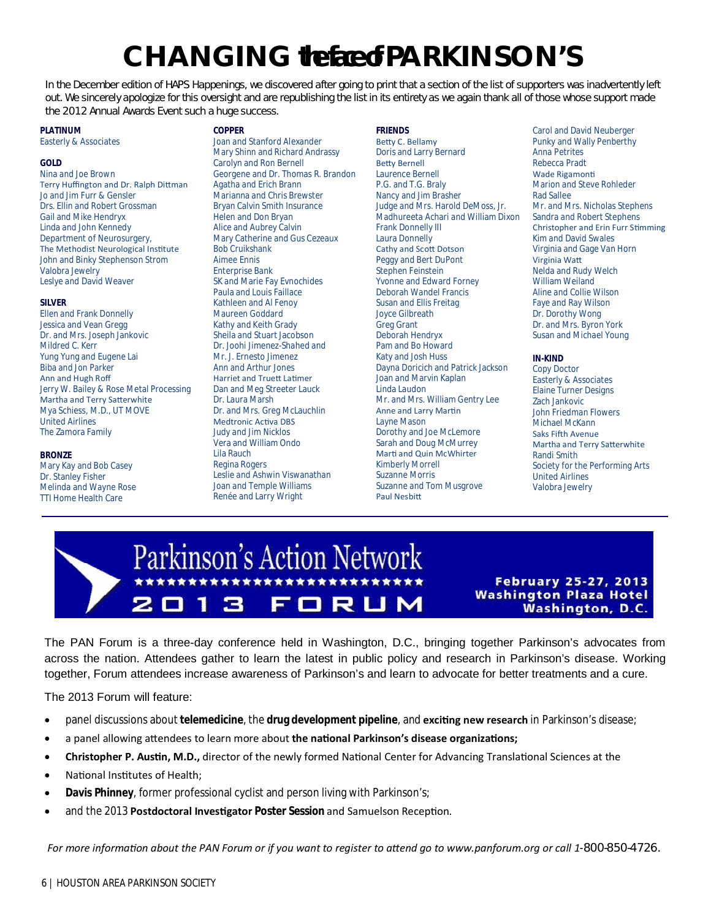# CHANGING the face of PARKINSON'S

In the December edition of HAPS Happenings, we discovered after going to print that a section of the list of supporters was inadvertently left out. We sincerely apologize for this oversight and are republishing the list in its entirety as we again thank all of those whose support made the 2012 Annual Awards Event such a huge success.

**PLATINUM**
Easterly & Associates

**GOLD**
Nina and Joe Brown
Terry Huffington and Dr. Ralph Dittman
Jo and Jim Furr & Gensler
Drs. Ellin and Robert Grossman
Gail and Mike Hendryx
Linda and John Kennedy
Department of Neurosurgery,
The Methodist Neurological Institute
John and Binky Stephenson Strom
Valobra Jewelry
Leslye and David Weaver

**SILVER**
Ellen and Frank Donnelly
Jessica and Vean Gregg
Dr. and Mrs. Joseph Jankovic
Mildred C. Kerr
Yung Yung and Eugene Lai
Biba and Jon Parker
Ann and Hugh Roff
Jerry W. Bailey & Rose Metal Processing
Martha and Terry Satterwhite
Mya Schiess, M.D., UT MOVE
United Airlines
The Zamora Family

**BRONZE**
Mary Kay and Bob Casey
Dr. Stanley Fisher
Melinda and Wayne Rose
TTI Home Health Care

**COPPER**
Joan and Stanford Alexander
Mary Shinn and Richard Andrassy
Carolyn and Ron Bernell
Georgene and Dr. Thomas R. Brandon
Agatha and Erich Brann
Marianna and Chris Brewster
Bryan Calvin Smith Insurance
Helen and Don Bryan
Alice and Aubrey Calvin
Mary Catherine and Gus Cezeaux
Bob Cruikshank
Aimee Ennis
Enterprise Bank
SK and Marie Fay Evnochides
Paula and Louis Faillace
Kathleen and Al Fenoy
Maureen Goddard
Kathy and Keith Grady
Sheila and Stuart Jacobson
Dr. Joohi Jimenez-Shahed and
Mr. J. Ernesto Jimenez
Ann and Arthur Jones
Harriet and Truett Latimer
Dan and Meg Streeter Lauck
Dr. Laura Marsh
Dr. and Mrs. Greg McLauchlin
Medtronic Activa DBS
Judy and Jim Nicklos
Vera and William Ondo
Lila Rauch
Regina Rogers
Leslie and Ashwin Viswanathan
Joan and Temple Williams
Renée and Larry Wright

**FRIENDS**
Betty C. Bellamy
Doris and Larry Bernard
Betty Bernell
Laurence Bernell
P.G. and T.G. Braly
Nancy and Jim Brasher
Judge and Mrs. Harold DeMoss, Jr.
Madhureeta Achari and William Dixon
Frank Donnelly III
Laura Donnelly
Cathy and Scott Dotson
Peggy and Bert DuPont
Stephen Feinstein
Yvonne and Edward Forney
Deborah Wandel Francis
Susan and Ellis Freitag
Joyce Gilbreath
Greg Grant
Deborah Hendryx
Pam and Bo Howard
Katy and Josh Huss
Dayna Doricich and Patrick Jackson
Joan and Marvin Kaplan
Linda Laudon
Mr. and Mrs. William Gentry Lee
Anne and Larry Martin
Layne Mason
Dorothy and Joe McLemore
Sarah and Doug McMurrey
Marti and Quin McWhirter
Kimberly Morrell
Suzanne Morris
Suzanne and Tom Musgrove
Paul Nesbitt
Carol and David Neuberger
Punky and Wally Penberthy
Anna Petrites
Rebecca Pradt
Wade Rigamonti
Marion and Steve Rohleder
Rad Sallee
Mr. and Mrs. Nicholas Stephens
Sandra and Robert Stephens
Christopher and Erin Furr Stimming
Kim and David Swales
Virginia and Gage Van Horn
Virginia Watt
Nelda and Rudy Welch
William Weiland
Aline and Collie Wilson
Faye and Ray Wilson
Dr. Dorothy Wong
Dr. and Mrs. Byron York
Susan and Michael Young

**IN-KIND**
Copy Doctor
Easterly & Associates
Elaine Turner Designs
Zach Jankovic
John Friedman Flowers
Michael McKann
Saks Fifth Avenue
Martha and Terry Satterwhite
Randi Smith
Society for the Performing Arts
United Airlines
Valobra Jewelry

---

## Parkinson's Action Network 2013 FORUM

**February 25-27, 2013**
**Washington Plaza Hotel**
**Washington, D.C.**

The PAN Forum is a three-day conference held in Washington, D.C., bringing together Parkinson's advocates from across the nation. Attendees gather to learn the latest in public policy and research in Parkinson's disease. Working together, Forum attendees increase awareness of Parkinson's and learn to advocate for better treatments and a cure.

The 2013 Forum will feature:

- panel discussions about **telemedicine**, the **drug development pipeline**, and **exciting new research** in Parkinson's disease;
- a panel allowing attendees to learn more about **the national Parkinson's disease organizations;**
- **Christopher P. Austin, M.D.,** director of the newly formed National Center for Advancing Translational Sciences at the
- National Institutes of Health;
- **Davis Phinney**, former professional cyclist and person living with Parkinson's;
- and the 2013 **Postdoctoral Investigator Poster Session** and Samuelson Reception.

*For more information about the PAN Forum or if you want to register to attend go to www.panforum.org or call 1-*800-850-4726.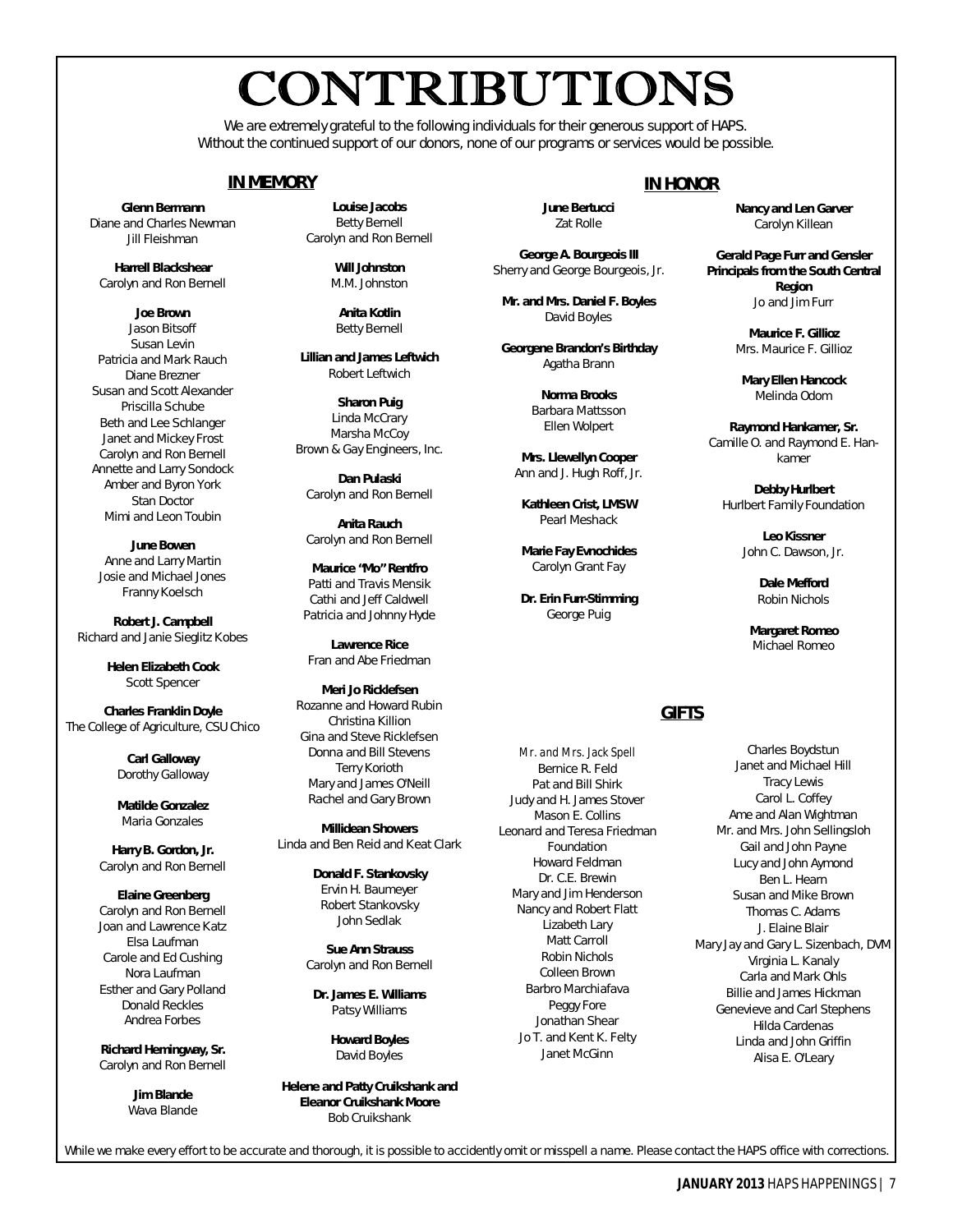# CONTRIBUTIONS

We are extremely grateful to the following individuals for their generous support of HAPS. Without the continued support of our donors, none of our programs or services would be possible.

## IN MEMORY

**Glenn Bermann**
Diane and Charles Newman
Jill Fleishman

**Harrell Blackshear**
Carolyn and Ron Bernell

**Joe Brown**
Jason Bitsoff
Susan Levin
Patricia and Mark Rauch
Diane Brezner
Susan and Scott Alexander
Priscilla Schube
Beth and Lee Schlanger
Janet and Mickey Frost
Carolyn and Ron Bernell
Annette and Larry Sondock
Amber and Byron York
Stan Doctor
Mimi and Leon Toubin

**June Bowen**
Anne and Larry Martin
Josie and Michael Jones
Franny Koelsch

**Robert J. Campbell**
Richard and Janie Sieglitz Kobes

**Helen Elizabeth Cook**
Scott Spencer

**Charles Franklin Doyle**
The College of Agriculture, CSU Chico

**Carl Galloway**
Dorothy Galloway

**Matilde Gonzalez**
Maria Gonzales

**Harry B. Gordon, Jr.**
Carolyn and Ron Bernell

**Elaine Greenberg**
Carolyn and Ron Bernell
Joan and Lawrence Katz
Elsa Laufman
Carole and Ed Cushing
Nora Laufman
Esther and Gary Polland
Donald Reckles
Andrea Forbes

**Richard Hemingway, Sr.**
Carolyn and Ron Bernell

**Jim Blande**
Wava Blande

**Louise Jacobs**
Betty Bernell
Carolyn and Ron Bernell

**Will Johnston**
M.M. Johnston

**Anita Kotlin**
Betty Bernell

**Lillian and James Leftwich**
Robert Leftwich

**Sharon Puig**
Linda McCrary
Marsha McCoy
Brown & Gay Engineers, Inc.

**Dan Pulaski**
Carolyn and Ron Bernell

**Anita Rauch**
Carolyn and Ron Bernell

**Maurice "Mo" Rentfro**
Patti and Travis Mensik
Cathi and Jeff Caldwell
Patricia and Johnny Hyde

**Lawrence Rice**
Fran and Abe Friedman

**Meri Jo Ricklefsen**
Rozanne and Howard Rubin
Christina Killion
Gina and Steve Ricklefsen
Donna and Bill Stevens
Terry Korioth
Mary and James O'Neill
Rachel and Gary Brown

**Millidean Showers**
Linda and Ben Reid and Keat Clark

**Donald F. Stankovsky**
Ervin H. Baumeyer
Robert Stankovsky
John Sedlak

**Sue Ann Strauss**
Carolyn and Ron Bernell

**Dr. James E. Williams**
Patsy Williams

**Howard Boyles**
David Boyles

**Helene and Patty Cruikshank and Eleanor Cruikshank Moore**
Bob Cruikshank

## IN HONOR

**June Bertucci**
Zat Rolle

**George A. Bourgeois III**
Sherry and George Bourgeois, Jr.

**Mr. and Mrs. Daniel F. Boyles**
David Boyles

**Georgene Brandon's Birthday**
Agatha Brann

**Norma Brooks**
Barbara Mattsson
Ellen Wolpert

**Mrs. Llewellyn Cooper**
Ann and J. Hugh Roff, Jr.

**Kathleen Crist, LMSW**
Pearl Meshack

**Marie Fay Evnochides**
Carolyn Grant Fay

**Dr. Erin Furr-Stimming**
George Puig

**Nancy and Len Garver**
Carolyn Killean

**Gerald Page Furr and Gensler Principals from the South Central Region**
Jo and Jim Furr

**Maurice F. Gillioz**
Mrs. Maurice F. Gillioz

**Mary Ellen Hancock**
Melinda Odom

**Raymond Hankamer, Sr.**
Camille O. and Raymond E. Hankamer

**Debby Hurlbert**
Hurlbert Family Foundation

**Leo Kissner**
John C. Dawson, Jr.

**Dale Mefford**
Robin Nichols

**Margaret Romeo**
Michael Romeo

## GIFTS

*Mr. and Mrs. Jack Spell*
Bernice R. Feld
Pat and Bill Shirk
Judy and H. James Stover
Mason E. Collins
Leonard and Teresa Friedman Foundation
Howard Feldman
Dr. C.E. Brewin
Mary and Jim Henderson
Nancy and Robert Flatt
Lizabeth Lary
Matt Carroll
Robin Nichols
Colleen Brown
Barbro Marchiafava
Peggy Fore
Jonathan Shear
Jo T. and Kent K. Felty
Janet McGinn
Charles Boydstun
Janet and Michael Hill
Tracy Lewis
Carol L. Coffey
Ame and Alan Wightman
Mr. and Mrs. John Sellingsloh
Gail and John Payne
Lucy and John Aymond
Ben L. Hearn
Susan and Mike Brown
Thomas C. Adams
J. Elaine Blair
Mary Jay and Gary L. Sizenbach, DVM
Virginia L. Kanaly
Carla and Mark Ohls
Billie and James Hickman
Genevieve and Carl Stephens
Hilda Cardenas
Linda and John Griffin
Alisa E. O'Leary

While we make every effort to be accurate and thorough, it is possible to accidently omit or misspell a name. Please contact the HAPS office with corrections.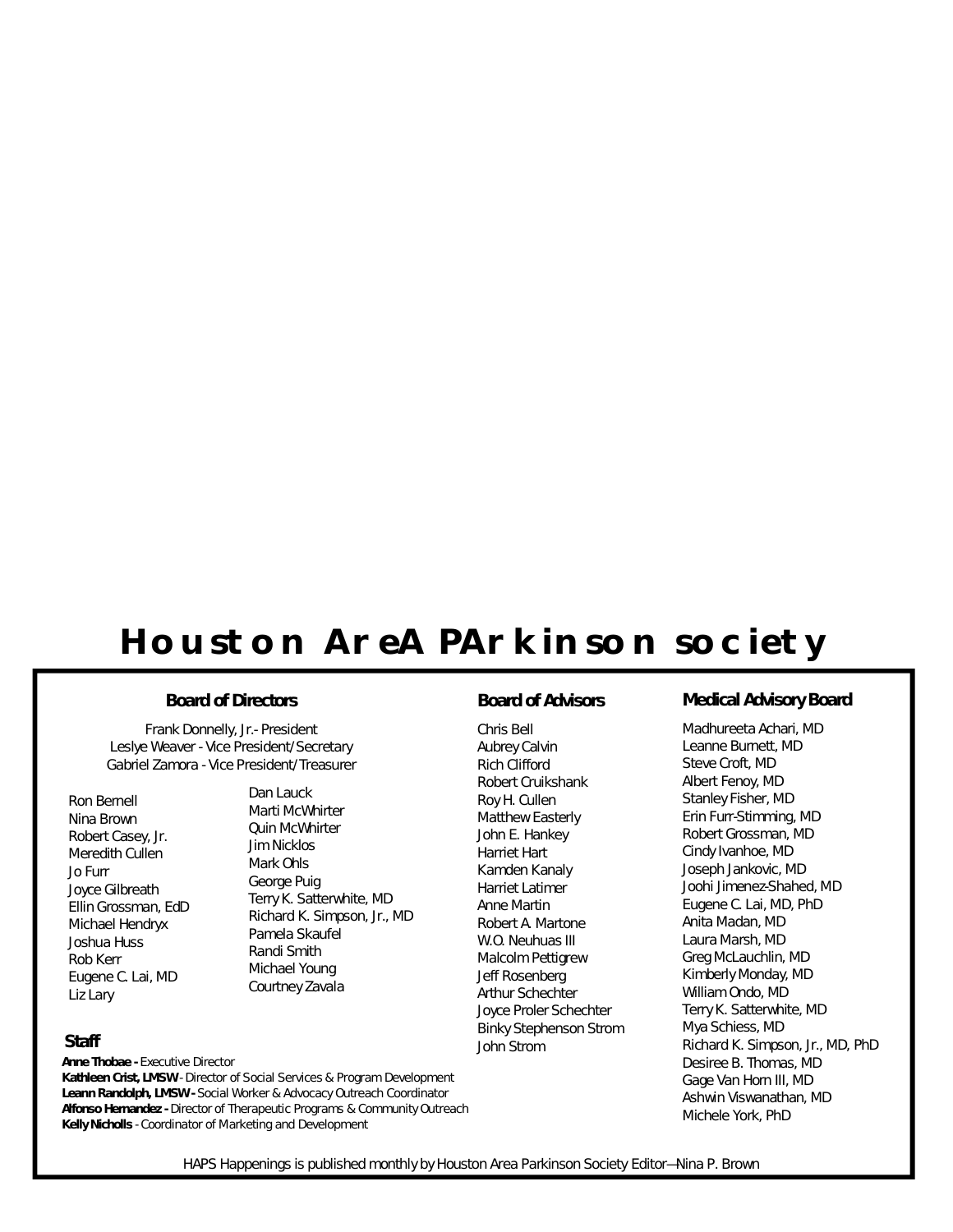# Houston AreA PArkinson society

## Board of Directors

Frank Donnelly, Jr.- President
Leslye Weaver - Vice President/Secretary
Gabriel Zamora - Vice President/Treasurer

Ron Bernell
Nina Brown
Robert Casey, Jr.
Meredith Cullen
Jo Furr
Joyce Gilbreath
Ellin Grossman, EdD
Michael Hendryx
Joshua Huss
Rob Kerr
Eugene C. Lai, MD
Liz Lary

Dan Lauck
Marti McWhirter
Quin McWhirter
Jim Nicklos
Mark Ohls
George Puig
Terry K. Satterwhite, MD
Richard K. Simpson, Jr., MD
Pamela Skaufel
Randi Smith
Michael Young
Courtney Zavala

## Staff

**Anne Thobae -** Executive Director
**Kathleen Crist, LMSW** - Director of Social Services & Program Development
**Leann Randolph, LMSW -** Social Worker & Advocacy Outreach Coordinator
**Alfonso Hernandez -** Director of Therapeutic Programs & Community Outreach
**Kelly Nicholls** - Coordinator of Marketing and Development

## Board of Advisors

Chris Bell
Aubrey Calvin
Rich Clifford
Robert Cruikshank
Roy H. Cullen
Matthew Easterly
John E. Hankey
Harriet Hart
Kamden Kanaly
Harriet Latimer
Anne Martin
Robert A. Martone
W.O. Neuhuas III
Malcolm Pettigrew
Jeff Rosenberg
Arthur Schechter
Joyce Proler Schechter
Binky Stephenson Strom
John Strom

## Medical Advisory Board

Madhureeta Achari, MD
Leanne Burnett, MD
Steve Croft, MD
Albert Fenoy, MD
Stanley Fisher, MD
Erin Furr-Stimming, MD
Robert Grossman, MD
Cindy Ivanhoe, MD
Joseph Jankovic, MD
Joohi Jimenez-Shahed, MD
Eugene C. Lai, MD, PhD
Anita Madan, MD
Laura Marsh, MD
Greg McLauchlin, MD
Kimberly Monday, MD
William Ondo, MD
Terry K. Satterwhite, MD
Mya Schiess, MD
Richard K. Simpson, Jr., MD, PhD
Desiree B. Thomas, MD
Gage Van Horn III, MD
Ashwin Viswanathan, MD
Michele York, PhD

HAPS Happenings is published monthly by Houston Area Parkinson Society Editor—Nina P. Brown